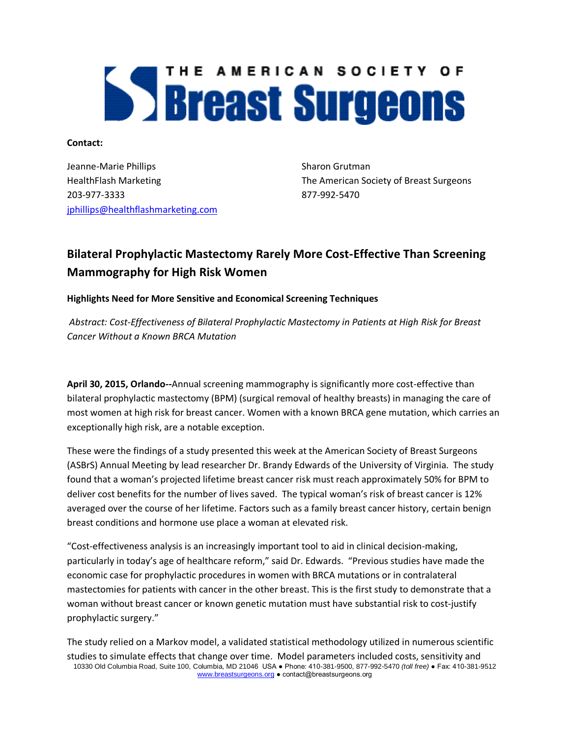# THE AMERICAN SOCIETY OF Breast Surgeons

**Contact:**

Jeanne-Marie Phillips
HealthFlash Marketing
203-977-3333
jphillips@healthflashmarketing.com

Sharon Grutman
The American Society of Breast Surgeons
877-992-5470

## Bilateral Prophylactic Mastectomy Rarely More Cost-Effective Than Screening Mammography for High Risk Women

**Highlights Need for More Sensitive and Economical Screening Techniques**

*Abstract: Cost-Effectiveness of Bilateral Prophylactic Mastectomy in Patients at High Risk for Breast Cancer Without a Known BRCA Mutation*

**April 30, 2015, Orlando--**Annual screening mammography is significantly more cost-effective than bilateral prophylactic mastectomy (BPM) (surgical removal of healthy breasts) in managing the care of most women at high risk for breast cancer. Women with a known BRCA gene mutation, which carries an exceptionally high risk, are a notable exception.

These were the findings of a study presented this week at the American Society of Breast Surgeons (ASBrS) Annual Meeting by lead researcher Dr. Brandy Edwards of the University of Virginia. The study found that a woman's projected lifetime breast cancer risk must reach approximately 50% for BPM to deliver cost benefits for the number of lives saved. The typical woman's risk of breast cancer is 12% averaged over the course of her lifetime. Factors such as a family breast cancer history, certain benign breast conditions and hormone use place a woman at elevated risk.

"Cost-effectiveness analysis is an increasingly important tool to aid in clinical decision-making, particularly in today's age of healthcare reform," said Dr. Edwards. "Previous studies have made the economic case for prophylactic procedures in women with BRCA mutations or in contralateral mastectomies for patients with cancer in the other breast. This is the first study to demonstrate that a woman without breast cancer or known genetic mutation must have substantial risk to cost-justify prophylactic surgery."

The study relied on a Markov model, a validated statistical methodology utilized in numerous scientific studies to simulate effects that change over time. Model parameters included costs, sensitivity and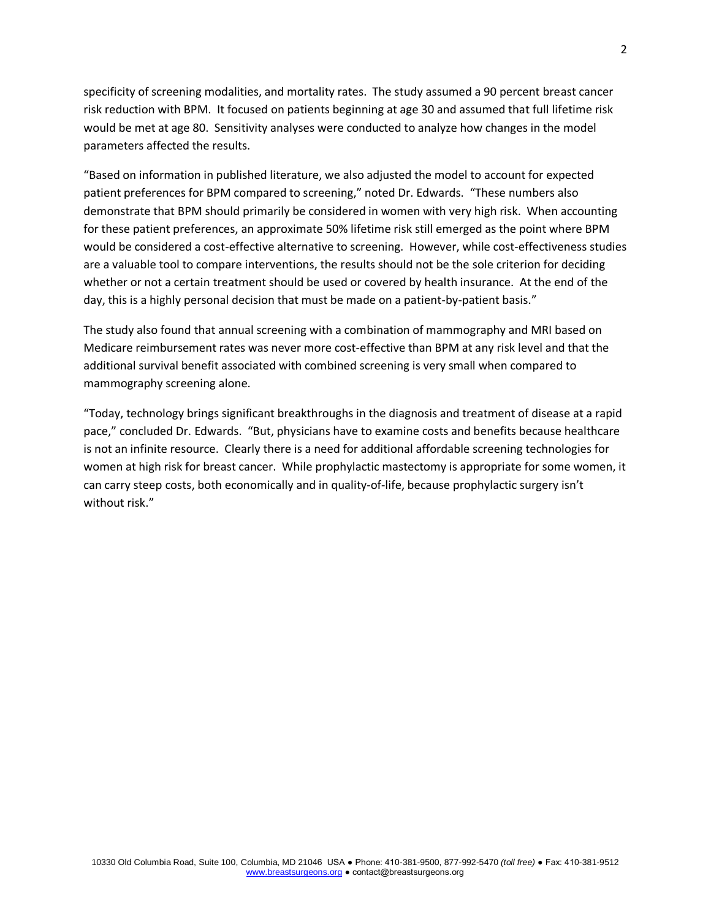specificity of screening modalities, and mortality rates. The study assumed a 90 percent breast cancer risk reduction with BPM. It focused on patients beginning at age 30 and assumed that full lifetime risk would be met at age 80. Sensitivity analyses were conducted to analyze how changes in the model parameters affected the results.

"Based on information in published literature, we also adjusted the model to account for expected patient preferences for BPM compared to screening," noted Dr. Edwards. "These numbers also demonstrate that BPM should primarily be considered in women with very high risk. When accounting for these patient preferences, an approximate 50% lifetime risk still emerged as the point where BPM would be considered a cost-effective alternative to screening. However, while cost-effectiveness studies are a valuable tool to compare interventions, the results should not be the sole criterion for deciding whether or not a certain treatment should be used or covered by health insurance. At the end of the day, this is a highly personal decision that must be made on a patient-by-patient basis."

The study also found that annual screening with a combination of mammography and MRI based on Medicare reimbursement rates was never more cost-effective than BPM at any risk level and that the additional survival benefit associated with combined screening is very small when compared to mammography screening alone.

"Today, technology brings significant breakthroughs in the diagnosis and treatment of disease at a rapid pace," concluded Dr. Edwards. "But, physicians have to examine costs and benefits because healthcare is not an infinite resource. Clearly there is a need for additional affordable screening technologies for women at high risk for breast cancer. While prophylactic mastectomy is appropriate for some women, it can carry steep costs, both economically and in quality-of-life, because prophylactic surgery isn't without risk."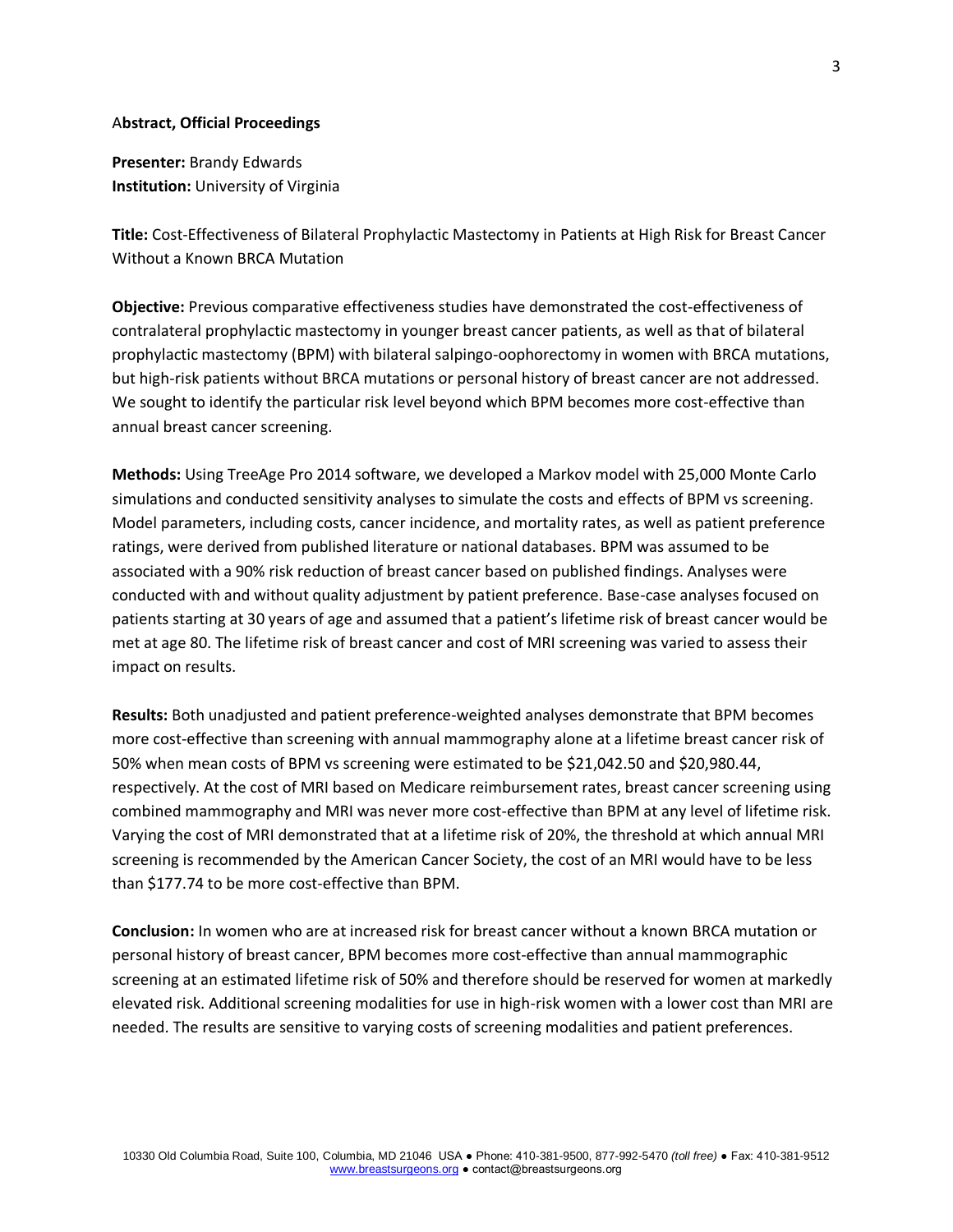**Abstract, Official Proceedings**

**Presenter:** Brandy Edwards
**Institution:** University of Virginia

**Title:** Cost-Effectiveness of Bilateral Prophylactic Mastectomy in Patients at High Risk for Breast Cancer Without a Known BRCA Mutation

**Objective:** Previous comparative effectiveness studies have demonstrated the cost-effectiveness of contralateral prophylactic mastectomy in younger breast cancer patients, as well as that of bilateral prophylactic mastectomy (BPM) with bilateral salpingo-oophorectomy in women with BRCA mutations, but high-risk patients without BRCA mutations or personal history of breast cancer are not addressed. We sought to identify the particular risk level beyond which BPM becomes more cost-effective than annual breast cancer screening.

**Methods:** Using TreeAge Pro 2014 software, we developed a Markov model with 25,000 Monte Carlo simulations and conducted sensitivity analyses to simulate the costs and effects of BPM vs screening. Model parameters, including costs, cancer incidence, and mortality rates, as well as patient preference ratings, were derived from published literature or national databases. BPM was assumed to be associated with a 90% risk reduction of breast cancer based on published findings. Analyses were conducted with and without quality adjustment by patient preference. Base-case analyses focused on patients starting at 30 years of age and assumed that a patient's lifetime risk of breast cancer would be met at age 80. The lifetime risk of breast cancer and cost of MRI screening was varied to assess their impact on results.

**Results:** Both unadjusted and patient preference-weighted analyses demonstrate that BPM becomes more cost-effective than screening with annual mammography alone at a lifetime breast cancer risk of 50% when mean costs of BPM vs screening were estimated to be $21,042.50 and $20,980.44, respectively. At the cost of MRI based on Medicare reimbursement rates, breast cancer screening using combined mammography and MRI was never more cost-effective than BPM at any level of lifetime risk. Varying the cost of MRI demonstrated that at a lifetime risk of 20%, the threshold at which annual MRI screening is recommended by the American Cancer Society, the cost of an MRI would have to be less than $177.74 to be more cost-effective than BPM.

**Conclusion:** In women who are at increased risk for breast cancer without a known BRCA mutation or personal history of breast cancer, BPM becomes more cost-effective than annual mammographic screening at an estimated lifetime risk of 50% and therefore should be reserved for women at markedly elevated risk. Additional screening modalities for use in high-risk women with a lower cost than MRI are needed. The results are sensitive to varying costs of screening modalities and patient preferences.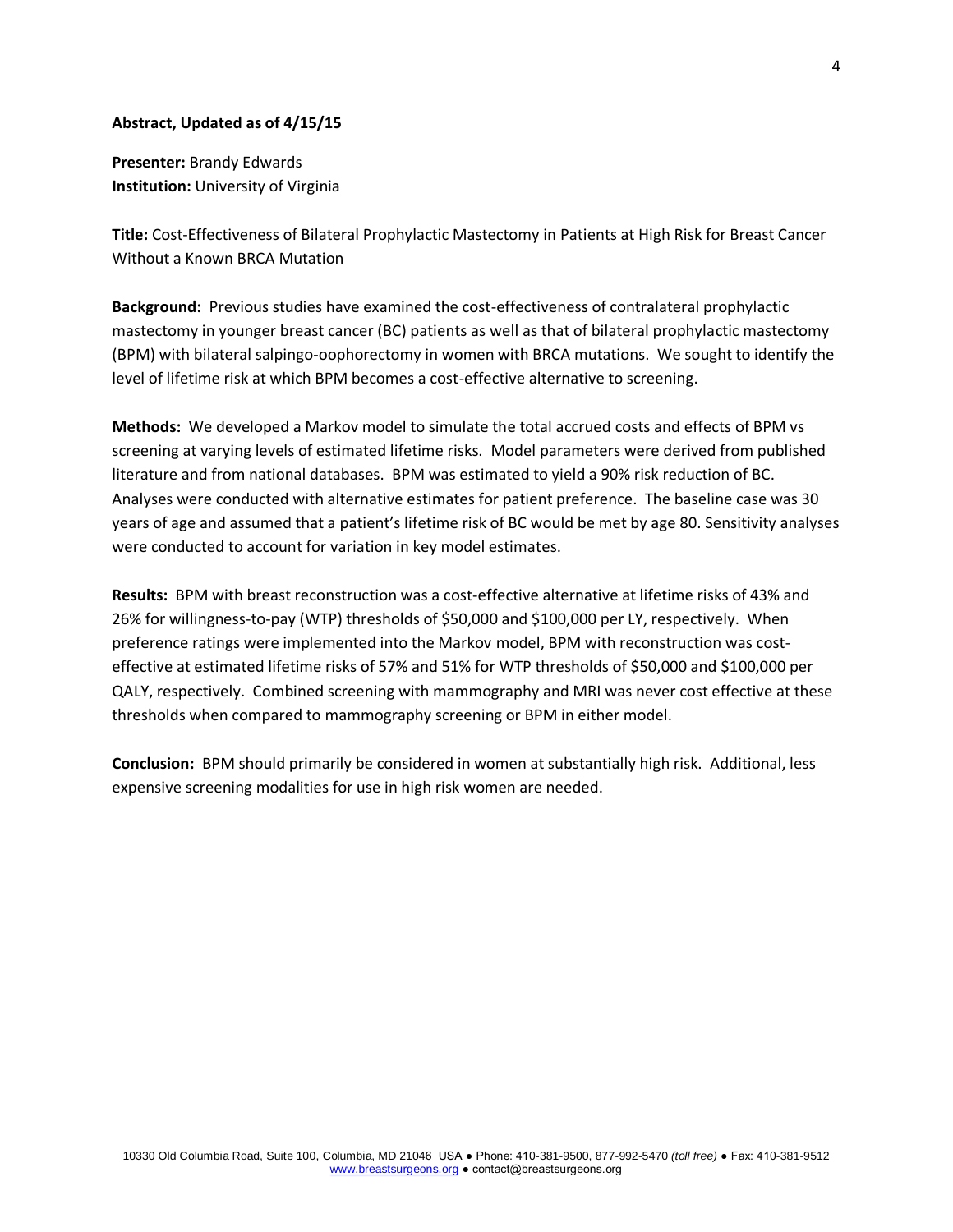**Abstract, Updated as of 4/15/15**

**Presenter:** Brandy Edwards
**Institution:** University of Virginia

**Title:** Cost-Effectiveness of Bilateral Prophylactic Mastectomy in Patients at High Risk for Breast Cancer Without a Known BRCA Mutation

**Background:** Previous studies have examined the cost-effectiveness of contralateral prophylactic mastectomy in younger breast cancer (BC) patients as well as that of bilateral prophylactic mastectomy (BPM) with bilateral salpingo-oophorectomy in women with BRCA mutations. We sought to identify the level of lifetime risk at which BPM becomes a cost-effective alternative to screening.

**Methods:** We developed a Markov model to simulate the total accrued costs and effects of BPM vs screening at varying levels of estimated lifetime risks. Model parameters were derived from published literature and from national databases. BPM was estimated to yield a 90% risk reduction of BC. Analyses were conducted with alternative estimates for patient preference. The baseline case was 30 years of age and assumed that a patient's lifetime risk of BC would be met by age 80. Sensitivity analyses were conducted to account for variation in key model estimates.

**Results:** BPM with breast reconstruction was a cost-effective alternative at lifetime risks of 43% and 26% for willingness-to-pay (WTP) thresholds of $50,000 and $100,000 per LY, respectively. When preference ratings were implemented into the Markov model, BPM with reconstruction was cost-effective at estimated lifetime risks of 57% and 51% for WTP thresholds of $50,000 and $100,000 per QALY, respectively. Combined screening with mammography and MRI was never cost effective at these thresholds when compared to mammography screening or BPM in either model.

**Conclusion:** BPM should primarily be considered in women at substantially high risk. Additional, less expensive screening modalities for use in high risk women are needed.